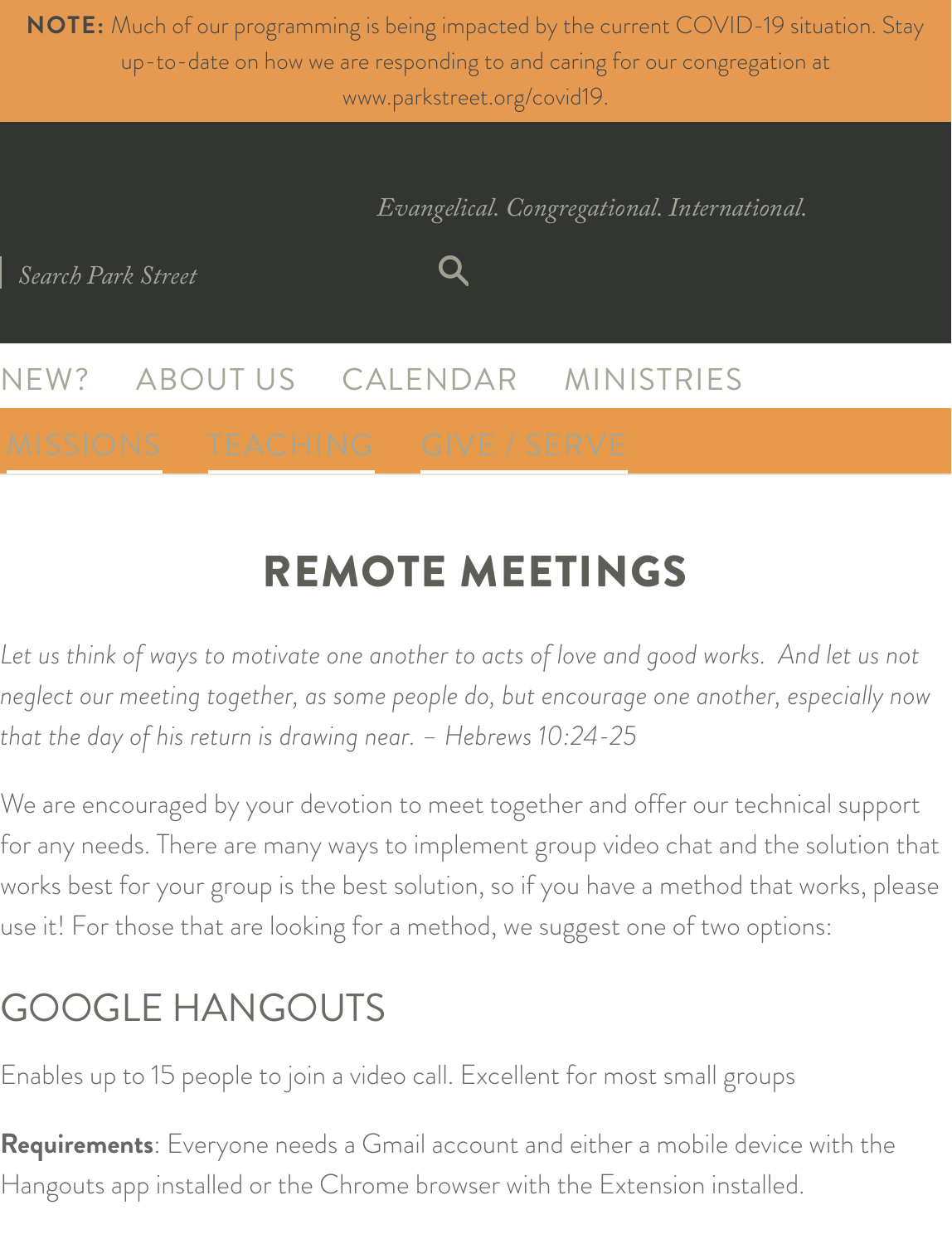**NOTE:** Much of our programming is being impacted by the current COVID-19 situation. Stay up-to-date on how we are responding to and caring for our congregation at www.parkstreet.org/covid19.

*Evangelical. Congregational. International.*

*Search Park Street*

NEW? ABOUT US CALENDAR MINISTRIES

MISSIONS TEACHING GIVE / SERVE

# REMOTE MEETINGS

*Let us think of ways to motivate one another to acts of love and good works. And let us not neglect our meeting together, as some people do, but encourage one another, especially now that the day of his return is drawing near. – Hebrews 10:24-25*

We are encouraged by your devotion to meet together and offer our technical support for any needs. There are many ways to implement group video chat and the solution that works best for your group is the best solution, so if you have a method that works, please use it! For those that are looking for a method, we suggest one of two options:

## GOOGLE HANGOUTS

Enables up to 15 people to join a video call. Excellent for most small groups

**Requirements**: Everyone needs a Gmail account and either a mobile device with the Hangouts app installed or the Chrome browser with the Extension installed.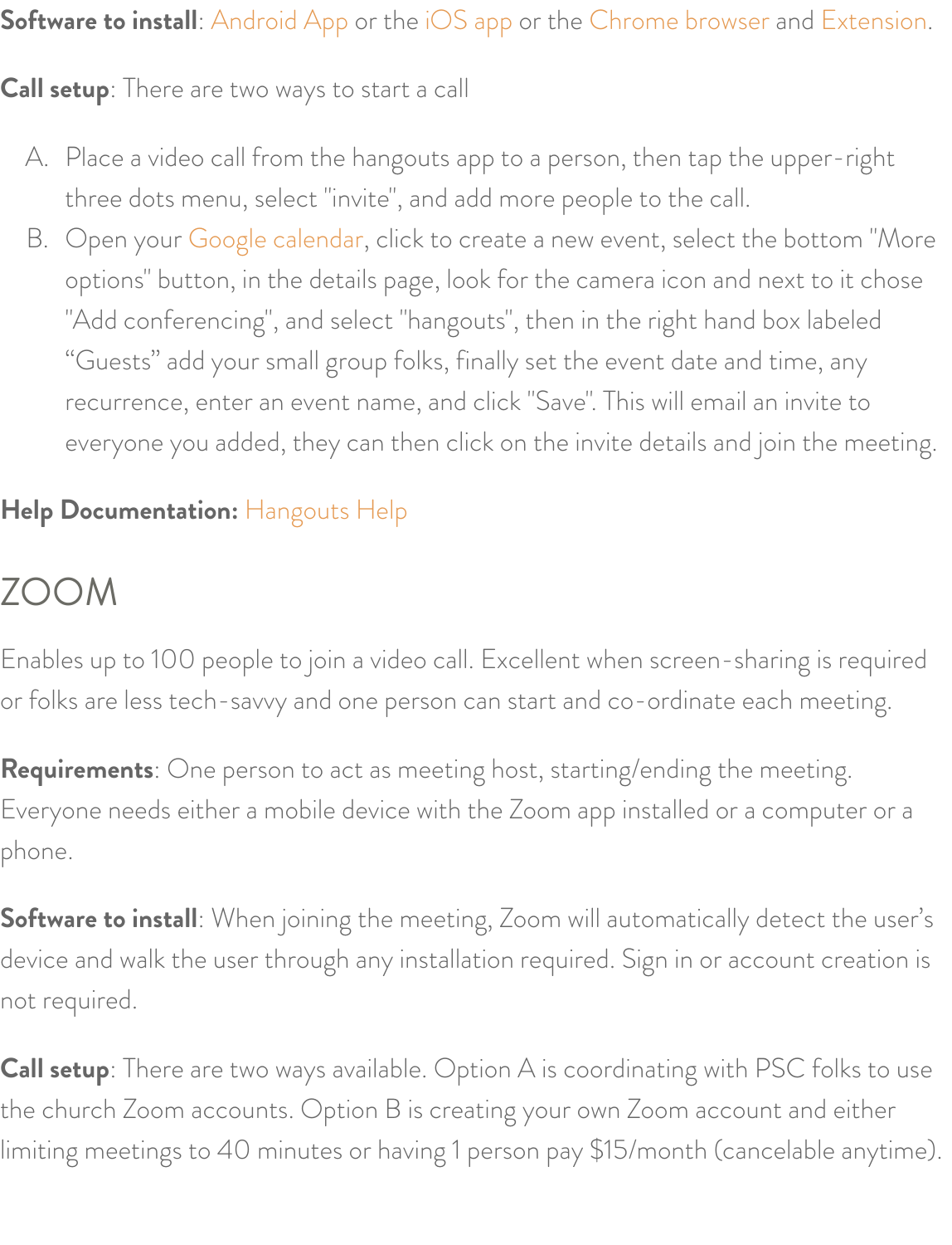**Software to install**: Android App or the iOS app or the Chrome browser and Extension.

**Call setup**: There are two ways to start a call

A. Place a video call from the hangouts app to a person, then tap the upper-right three dots menu, select "invite", and add more people to the call.
B. Open your Google calendar, click to create a new event, select the bottom "More options" button, in the details page, look for the camera icon and next to it chose "Add conferencing", and select "hangouts", then in the right hand box labeled "Guests" add your small group folks, finally set the event date and time, any recurrence, enter an event name, and click "Save". This will email an invite to everyone you added, they can then click on the invite details and join the meeting.

**Help Documentation:** Hangouts Help

## ZOOM

Enables up to 100 people to join a video call. Excellent when screen-sharing is required or folks are less tech-savvy and one person can start and co-ordinate each meeting.

**Requirements**: One person to act as meeting host, starting/ending the meeting. Everyone needs either a mobile device with the Zoom app installed or a computer or a phone.

**Software to install**: When joining the meeting, Zoom will automatically detect the user's device and walk the user through any installation required. Sign in or account creation is not required.

**Call setup**: There are two ways available. Option A is coordinating with PSC folks to use the church Zoom accounts. Option B is creating your own Zoom account and either limiting meetings to 40 minutes or having 1 person pay $15/month (cancelable anytime).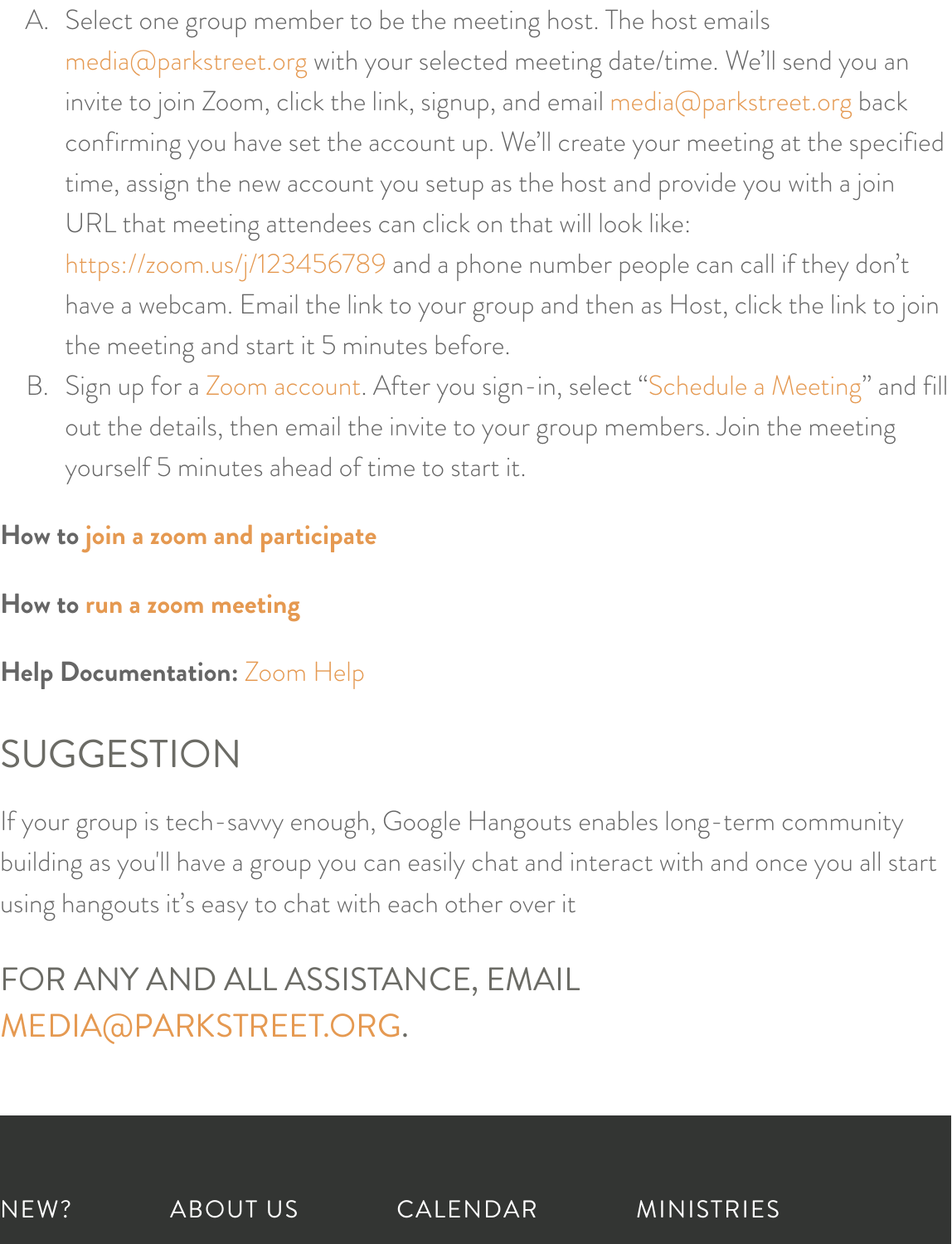A. Select one group member to be the meeting host. The host emails media@parkstreet.org with your selected meeting date/time. We'll send you an invite to join Zoom, click the link, signup, and email media@parkstreet.org back confirming you have set the account up. We'll create your meeting at the specified time, assign the new account you setup as the host and provide you with a join URL that meeting attendees can click on that will look like: https://zoom.us/j/123456789 and a phone number people can call if they don't have a webcam. Email the link to your group and then as Host, click the link to join the meeting and start it 5 minutes before.

B. Sign up for a Zoom account. After you sign-in, select "Schedule a Meeting" and fill out the details, then email the invite to your group members. Join the meeting yourself 5 minutes ahead of time to start it.

**How to join a zoom and participate**

**How to run a zoom meeting**

**Help Documentation:** Zoom Help

# SUGGESTION

If your group is tech-savvy enough, Google Hangouts enables long-term community building as you'll have a group you can easily chat and interact with and once you all start using hangouts it's easy to chat with each other over it

## FOR ANY AND ALL ASSISTANCE, EMAIL MEDIA@PARKSTREET.ORG.

NEW? ABOUT US CALENDAR MINISTRIES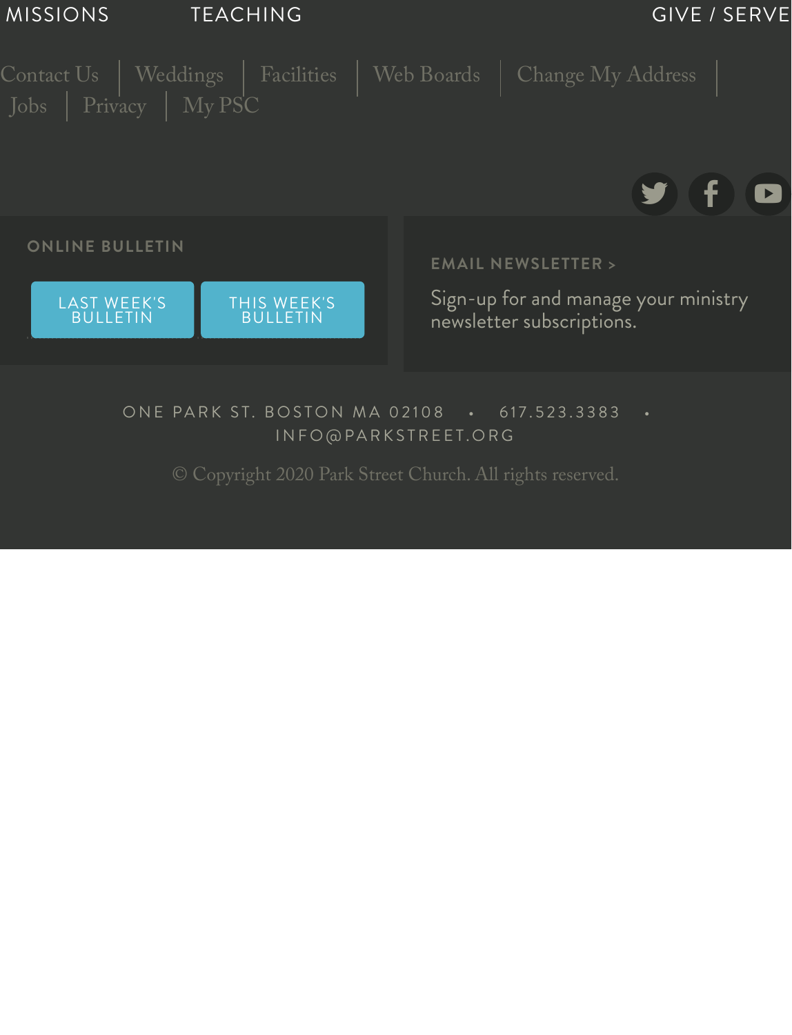MISSIONS TEACHING GIVE / SERVE

Contact Us | Weddings | Facilities | Web Boards | Change My Address | Jobs | Privacy | My PSC

ONLINE BULLETIN

LAST WEEK'S BULLETIN

THIS WEEK'S BULLETIN

EMAIL NEWSLETTER >

Sign-up for and manage your ministry newsletter subscriptions.

ONE PARK ST. BOSTON MA 02108 • 617.523.3383 • INFO@PARKSTREET.ORG

© Copyright 2020 Park Street Church. All rights reserved.